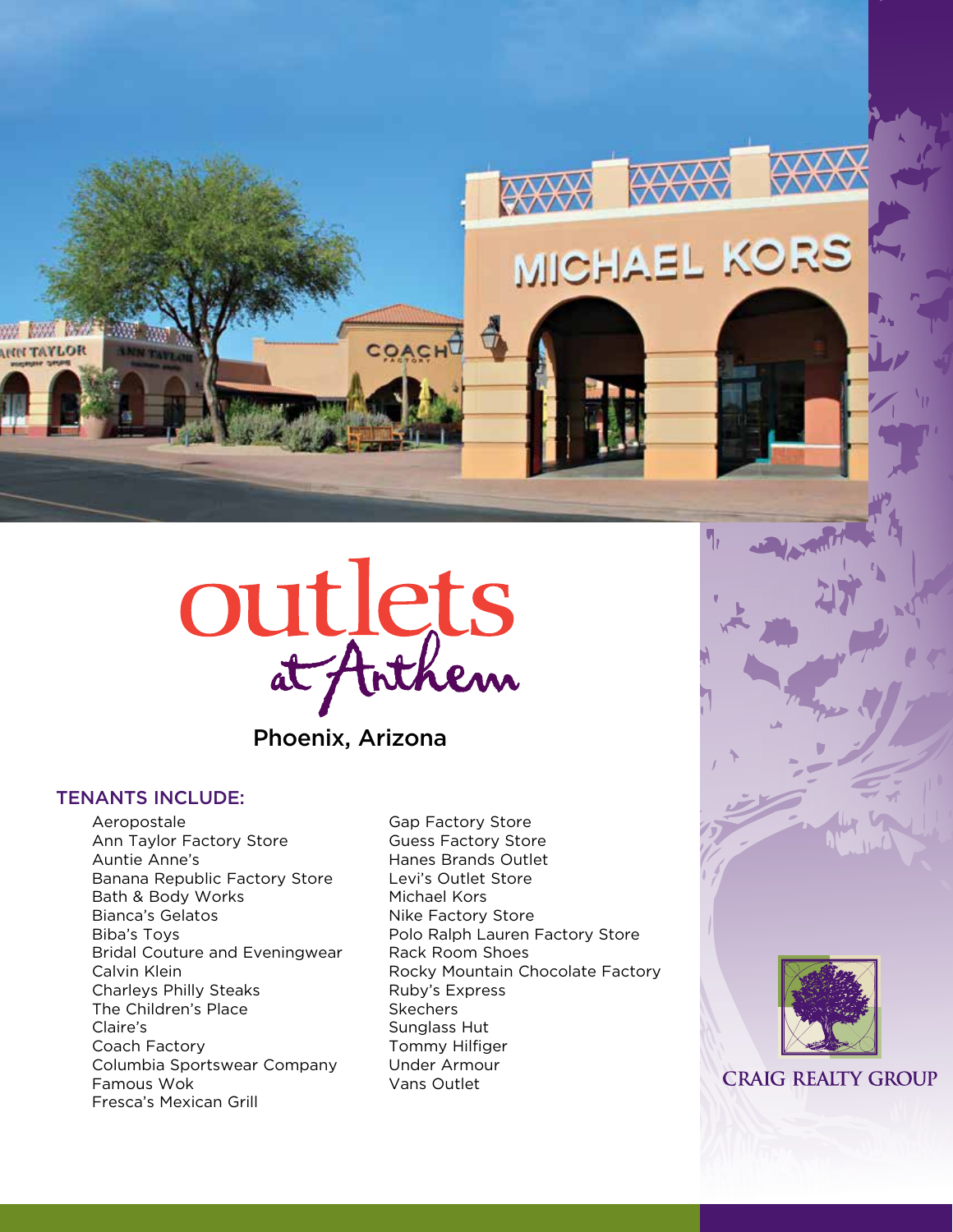# outlets at Anthem

Phoenix, Arizona

## TENANTS INCLUDE:

- Aeropostale
- Ann Taylor Factory Store
- Auntie Anne's
- Banana Republic Factory Store
- Bath & Body Works
- Bianca's Gelatos
- Biba's Toys
- Bridal Couture and Eveningwear
- Calvin Klein
- Charleys Philly Steaks
- The Children's Place
- Claire's
- Coach Factory
- Columbia Sportswear Company
- Famous Wok
- Fresca's Mexican Grill
- Gap Factory Store
- Guess Factory Store
- Hanes Brands Outlet
- Levi's Outlet Store
- Michael Kors
- Nike Factory Store
- Polo Ralph Lauren Factory Store
- Rack Room Shoes
- Rocky Mountain Chocolate Factory
- Ruby's Express
- Skechers
- Sunglass Hut
- Tommy Hilfiger
- Under Armour
- Vans Outlet

CRAIG REALTY GROUP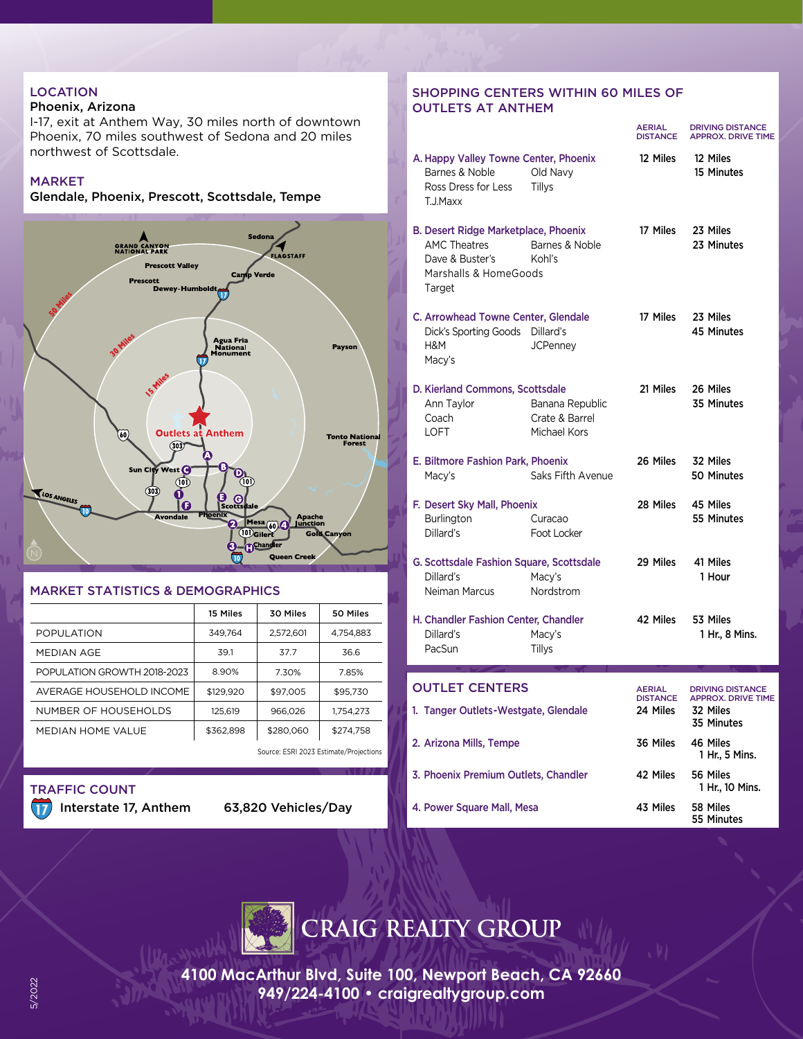## LOCATION

**Phoenix, Arizona**

I-17, exit at Anthem Way, 30 miles north of downtown Phoenix, 70 miles southwest of Sedona and 20 miles northwest of Scottsdale.

## MARKET

**Glendale, Phoenix, Prescott, Scottsdale, Tempe**

GRAND CANYON NATIONAL PARK
Sedona
FLAGSTAFF
Prescott Valley
Prescott
Camp Verde
Dewey-Humboldt
17
50 Miles
30 Miles
15 Miles
Agua Fria National Monument
Payson
Outlets at Anthem
303
60
Tonto National Forest
A
B
C
D
Sun City West
101
303
1
E
G
F
Scottsdale
LOS ANGELES
10
Avondale
Phoenix
2
Mesa
60
4
Apache Junction
101
Gilert
Gold Canyon
3
H
Chandler
10
Queen Creek

## MARKET STATISTICS & DEMOGRAPHICS

| | 15 Miles | 30 Miles | 50 Miles |
|---|---|---|---|
| POPULATION | 349,764 | 2,572,601 | 4,754,883 |
| MEDIAN AGE | 39.1 | 37.7 | 36.6 |
| POPULATION GROWTH 2018-2023 | 8.90% | 7.30% | 7.85% |
| AVERAGE HOUSEHOLD INCOME | $129,920 | $97,005 | $95,730 |
| NUMBER OF HOUSEHOLDS | 125,619 | 966,026 | 1,754,273 |
| MEDIAN HOME VALUE | $362,898 | $280,060 | $274,758 |

Source: ESRI 2023 Estimate/Projections

## TRAFFIC COUNT

Interstate 17, Anthem — 63,820 Vehicles/Day

## SHOPPING CENTERS WITHIN 60 MILES OF OUTLETS AT ANTHEM

| Shopping Center | Aerial Distance | Driving Distance / Approx. Drive Time |
|---|---|---|
| **A. Happy Valley Towne Center, Phoenix**<br>Barnes & Noble, Old Navy, Ross Dress for Less, Tillys, T.J.Maxx | 12 Miles | 12 Miles<br>15 Minutes |
| **B. Desert Ridge Marketplace, Phoenix**<br>AMC Theatres, Barnes & Noble, Dave & Buster's, Kohl's, Marshalls & HomeGoods, Target | 17 Miles | 23 Miles<br>23 Minutes |
| **C. Arrowhead Towne Center, Glendale**<br>Dick's Sporting Goods, Dillard's, H&M, JCPenney, Macy's | 17 Miles | 23 Miles<br>45 Minutes |
| **D. Kierland Commons, Scottsdale**<br>Ann Taylor, Banana Republic, Coach, Crate & Barrel, LOFT, Michael Kors | 21 Miles | 26 Miles<br>35 Minutes |
| **E. Biltmore Fashion Park, Phoenix**<br>Macy's, Saks Fifth Avenue | 26 Miles | 32 Miles<br>50 Minutes |
| **F. Desert Sky Mall, Phoenix**<br>Burlington, Curacao, Dillard's, Foot Locker | 28 Miles | 45 Miles<br>55 Minutes |
| **G. Scottsdale Fashion Square, Scottsdale**<br>Dillard's, Macy's, Neiman Marcus, Nordstrom | 29 Miles | 41 Miles<br>1 Hour |
| **H. Chandler Fashion Center, Chandler**<br>Dillard's, Macy's, PacSun, Tillys | 42 Miles | 53 Miles<br>1 Hr., 8 Mins. |

## OUTLET CENTERS

| Outlet Center | Aerial Distance | Driving Distance / Approx. Drive Time |
|---|---|---|
| 1. Tanger Outlets-Westgate, Glendale | 24 Miles | 32 Miles<br>35 Minutes |
| 2. Arizona Mills, Tempe | 36 Miles | 46 Miles<br>1 Hr., 5 Mins. |
| 3. Phoenix Premium Outlets, Chandler | 42 Miles | 56 Miles<br>1 Hr., 10 Mins. |
| 4. Power Square Mall, Mesa | 43 Miles | 58 Miles<br>55 Minutes |

**CRAIG REALTY GROUP**

**4100 MacArthur Blvd, Suite 100, Newport Beach, CA 92660**
**949/224-4100 • craigrealtygroup.com**

5/2022